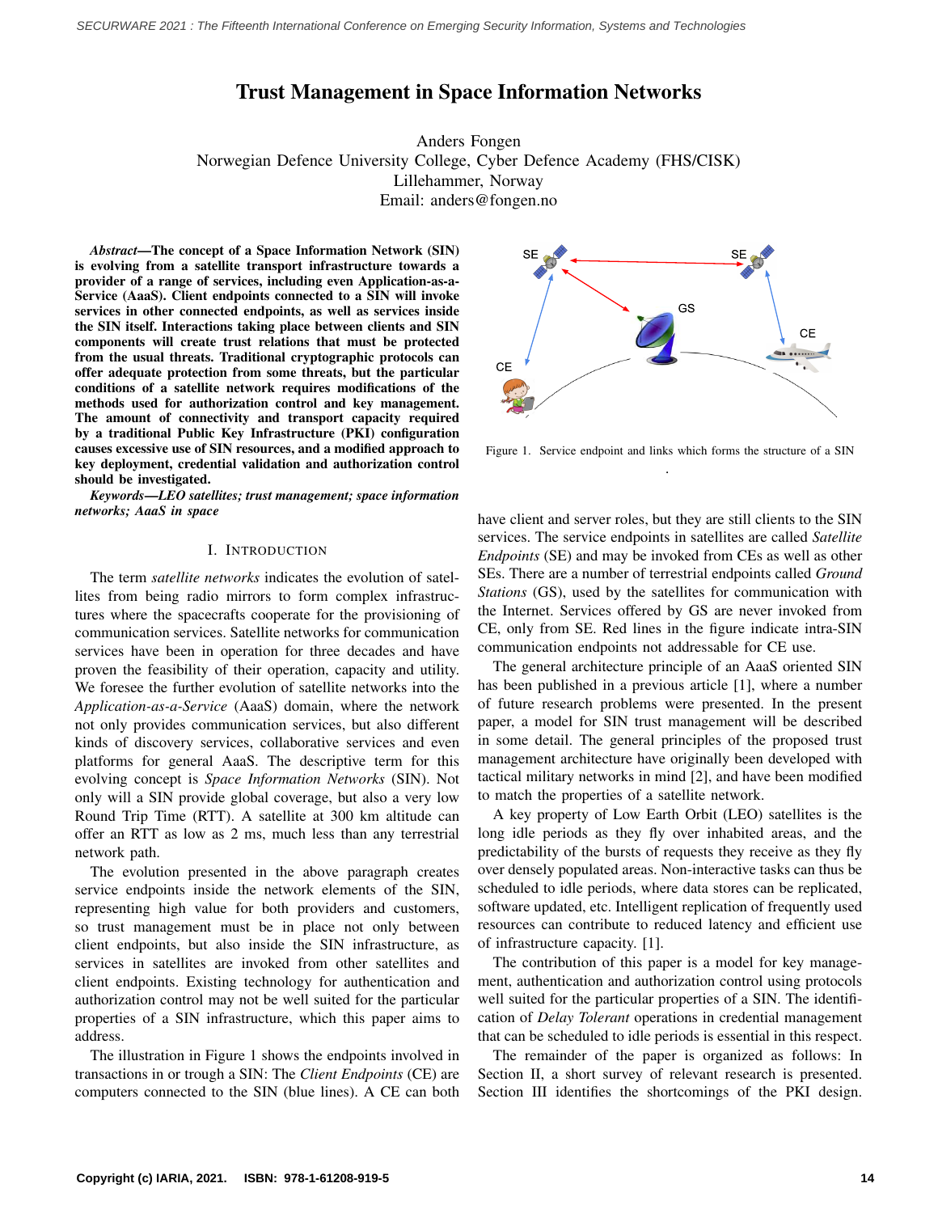# Trust Management in Space Information Networks

Anders Fongen
Norwegian Defence University College, Cyber Defence Academy (FHS/CISK)
Lillehammer, Norway
Email: anders@fongen.no

***Abstract*—The concept of a Space Information Network (SIN) is evolving from a satellite transport infrastructure towards a provider of a range of services, including even Application-as-a-Service (AaaS). Client endpoints connected to a SIN will invoke services in other connected endpoints, as well as services inside the SIN itself. Interactions taking place between clients and SIN components will create trust relations that must be protected from the usual threats. Traditional cryptographic protocols can offer adequate protection from some threats, but the particular conditions of a satellite network requires modifications of the methods used for authorization control and key management. The amount of connectivity and transport capacity required by a traditional Public Key Infrastructure (PKI) configuration causes excessive use of SIN resources, and a modified approach to key deployment, credential validation and authorization control should be investigated.**

***Keywords*—*LEO satellites; trust management; space information networks; AaaS in space***

## I. Introduction

The term *satellite networks* indicates the evolution of satellites from being radio mirrors to form complex infrastructures where the spacecrafts cooperate for the provisioning of communication services. Satellite networks for communication services have been in operation for three decades and have proven the feasibility of their operation, capacity and utility. We foresee the further evolution of satellite networks into the *Application-as-a-Service* (AaaS) domain, where the network not only provides communication services, but also different kinds of discovery services, collaborative services and even platforms for general AaaS. The descriptive term for this evolving concept is *Space Information Networks* (SIN). Not only will a SIN provide global coverage, but also a very low Round Trip Time (RTT). A satellite at 300 km altitude can offer an RTT as low as 2 ms, much less than any terrestrial network path.

The evolution presented in the above paragraph creates service endpoints inside the network elements of the SIN, representing high value for both providers and customers, so trust management must be in place not only between client endpoints, but also inside the SIN infrastructure, as services in satellites are invoked from other satellites and client endpoints. Existing technology for authentication and authorization control may not be well suited for the particular properties of a SIN infrastructure, which this paper aims to address.

The illustration in Figure 1 shows the endpoints involved in transactions in or trough a SIN: The *Client Endpoints* (CE) are computers connected to the SIN (blue lines). A CE can both have client and server roles, but they are still clients to the SIN services. The service endpoints in satellites are called *Satellite Endpoints* (SE) and may be invoked from CEs as well as other SEs. There are a number of terrestrial endpoints called *Ground Stations* (GS), used by the satellites for communication with the Internet. Services offered by GS are never invoked from CE, only from SE. Red lines in the figure indicate intra-SIN communication endpoints not addressable for CE use.

Figure 1. Service endpoint and links which forms the structure of a SIN

The general architecture principle of an AaaS oriented SIN has been published in a previous article [1], where a number of future research problems were presented. In the present paper, a model for SIN trust management will be described in some detail. The general principles of the proposed trust management architecture have originally been developed with tactical military networks in mind [2], and have been modified to match the properties of a satellite network.

A key property of Low Earth Orbit (LEO) satellites is the long idle periods as they fly over inhabited areas, and the predictability of the bursts of requests they receive as they fly over densely populated areas. Non-interactive tasks can thus be scheduled to idle periods, where data stores can be replicated, software updated, etc. Intelligent replication of frequently used resources can contribute to reduced latency and efficient use of infrastructure capacity. [1].

The contribution of this paper is a model for key management, authentication and authorization control using protocols well suited for the particular properties of a SIN. The identification of *Delay Tolerant* operations in credential management that can be scheduled to idle periods is essential in this respect.

The remainder of the paper is organized as follows: In Section II, a short survey of relevant research is presented. Section III identifies the shortcomings of the PKI design.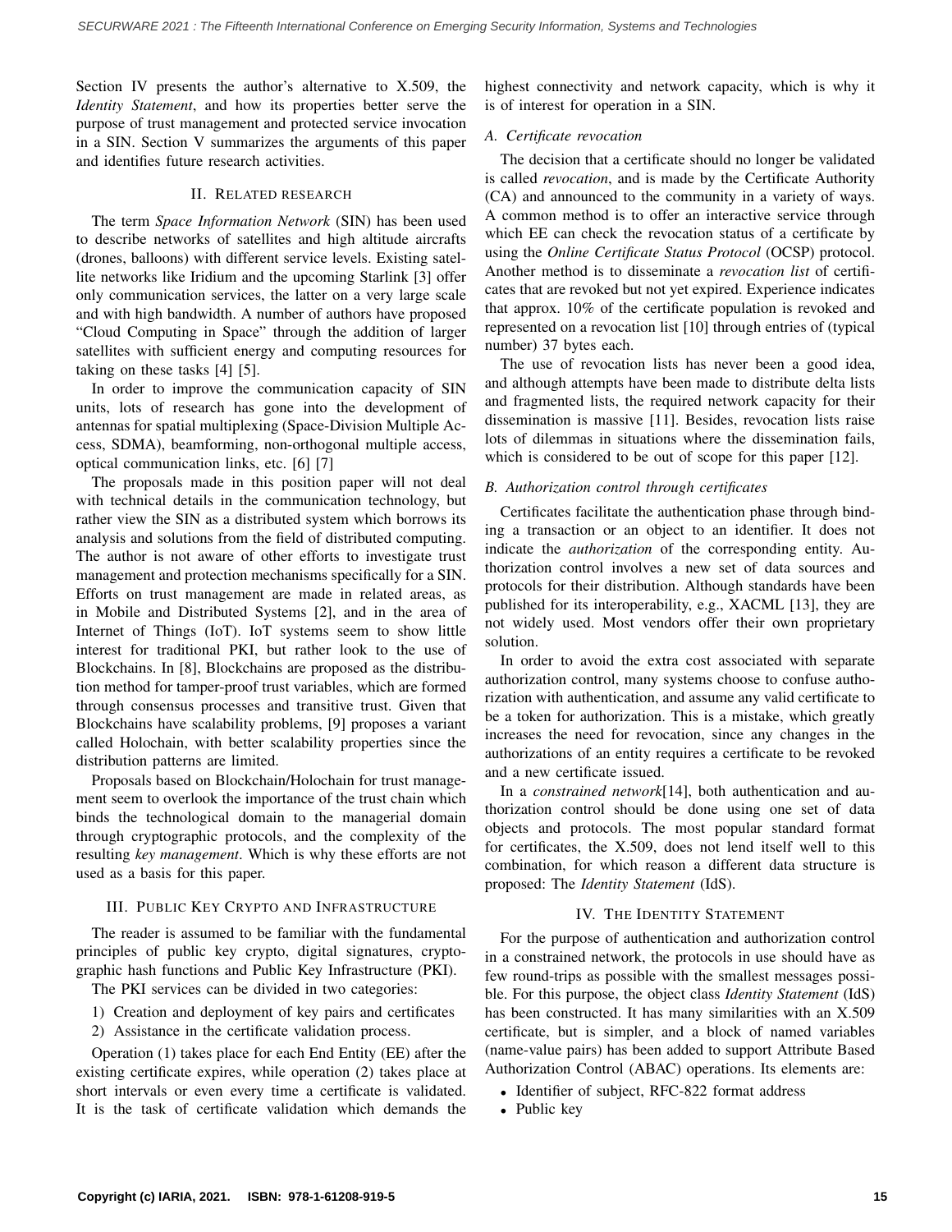Section IV presents the author's alternative to X.509, the *Identity Statement*, and how its properties better serve the purpose of trust management and protected service invocation in a SIN. Section V summarizes the arguments of this paper and identifies future research activities.

## II. Related research

The term *Space Information Network* (SIN) has been used to describe networks of satellites and high altitude aircrafts (drones, balloons) with different service levels. Existing satellite networks like Iridium and the upcoming Starlink [3] offer only communication services, the latter on a very large scale and with high bandwidth. A number of authors have proposed "Cloud Computing in Space" through the addition of larger satellites with sufficient energy and computing resources for taking on these tasks [4] [5].

In order to improve the communication capacity of SIN units, lots of research has gone into the development of antennas for spatial multiplexing (Space-Division Multiple Access, SDMA), beamforming, non-orthogonal multiple access, optical communication links, etc. [6] [7]

The proposals made in this position paper will not deal with technical details in the communication technology, but rather view the SIN as a distributed system which borrows its analysis and solutions from the field of distributed computing. The author is not aware of other efforts to investigate trust management and protection mechanisms specifically for a SIN. Efforts on trust management are made in related areas, as in Mobile and Distributed Systems [2], and in the area of Internet of Things (IoT). IoT systems seem to show little interest for traditional PKI, but rather look to the use of Blockchains. In [8], Blockchains are proposed as the distribution method for tamper-proof trust variables, which are formed through consensus processes and transitive trust. Given that Blockchains have scalability problems, [9] proposes a variant called Holochain, with better scalability properties since the distribution patterns are limited.

Proposals based on Blockchain/Holochain for trust management seem to overlook the importance of the trust chain which binds the technological domain to the managerial domain through cryptographic protocols, and the complexity of the resulting *key management*. Which is why these efforts are not used as a basis for this paper.

## III. Public Key Crypto and Infrastructure

The reader is assumed to be familiar with the fundamental principles of public key crypto, digital signatures, cryptographic hash functions and Public Key Infrastructure (PKI).

The PKI services can be divided in two categories:

1) Creation and deployment of key pairs and certificates
2) Assistance in the certificate validation process.

Operation (1) takes place for each End Entity (EE) after the existing certificate expires, while operation (2) takes place at short intervals or even every time a certificate is validated. It is the task of certificate validation which demands the highest connectivity and network capacity, which is why it is of interest for operation in a SIN.

### A. Certificate revocation

The decision that a certificate should no longer be validated is called *revocation*, and is made by the Certificate Authority (CA) and announced to the community in a variety of ways. A common method is to offer an interactive service through which EE can check the revocation status of a certificate by using the *Online Certificate Status Protocol* (OCSP) protocol. Another method is to disseminate a *revocation list* of certificates that are revoked but not yet expired. Experience indicates that approx. 10% of the certificate population is revoked and represented on a revocation list [10] through entries of (typical number) 37 bytes each.

The use of revocation lists has never been a good idea, and although attempts have been made to distribute delta lists and fragmented lists, the required network capacity for their dissemination is massive [11]. Besides, revocation lists raise lots of dilemmas in situations where the dissemination fails, which is considered to be out of scope for this paper [12].

### B. Authorization control through certificates

Certificates facilitate the authentication phase through binding a transaction or an object to an identifier. It does not indicate the *authorization* of the corresponding entity. Authorization control involves a new set of data sources and protocols for their distribution. Although standards have been published for its interoperability, e.g., XACML [13], they are not widely used. Most vendors offer their own proprietary solution.

In order to avoid the extra cost associated with separate authorization control, many systems choose to confuse authorization with authentication, and assume any valid certificate to be a token for authorization. This is a mistake, which greatly increases the need for revocation, since any changes in the authorizations of an entity requires a certificate to be revoked and a new certificate issued.

In a *constrained network*[14], both authentication and authorization control should be done using one set of data objects and protocols. The most popular standard format for certificates, the X.509, does not lend itself well to this combination, for which reason a different data structure is proposed: The *Identity Statement* (IdS).

## IV. The Identity Statement

For the purpose of authentication and authorization control in a constrained network, the protocols in use should have as few round-trips as possible with the smallest messages possible. For this purpose, the object class *Identity Statement* (IdS) has been constructed. It has many similarities with an X.509 certificate, but is simpler, and a block of named variables (name-value pairs) has been added to support Attribute Based Authorization Control (ABAC) operations. Its elements are:

- Identifier of subject, RFC-822 format address
- Public key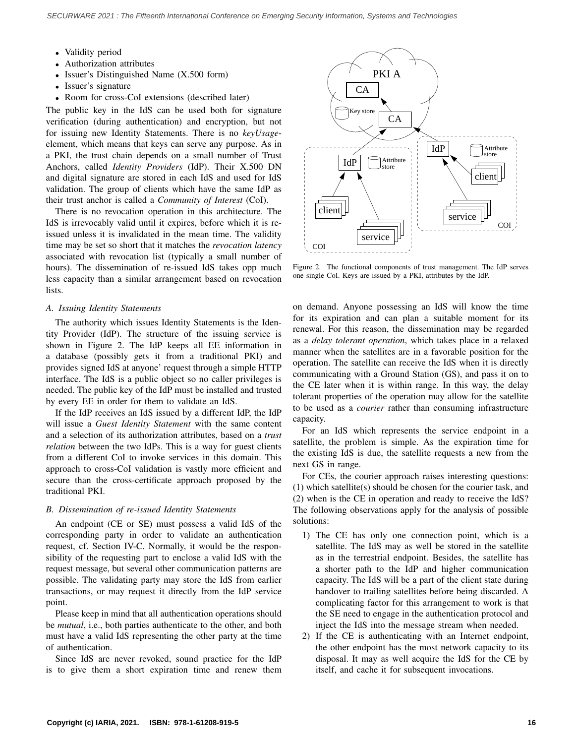- Validity period
- Authorization attributes
- Issuer's Distinguished Name (X.500 form)
- Issuer's signature
- Room for cross-CoI extensions (described later)

The public key in the IdS can be used both for signature verification (during authentication) and encryption, but not for issuing new Identity Statements. There is no *keyUsage*-element, which means that keys can serve any purpose. As in a PKI, the trust chain depends on a small number of Trust Anchors, called *Identity Providers* (IdP). Their X.500 DN and digital signature are stored in each IdS and used for IdS validation. The group of clients which have the same IdP as their trust anchor is called a *Community of Interest* (CoI).

There is no revocation operation in this architecture. The IdS is irrevocably valid until it expires, before which it is re-issued unless it is invalidated in the mean time. The validity time may be set so short that it matches the *revocation latency* associated with revocation list (typically a small number of hours). The dissemination of re-issued IdS takes opp much less capacity than a similar arrangement based on revocation lists.

### A. Issuing Identity Statements

The authority which issues Identity Statements is the Identity Provider (IdP). The structure of the issuing service is shown in Figure 2. The IdP keeps all EE information in a database (possibly gets it from a traditional PKI) and provides signed IdS at anyone' request through a simple HTTP interface. The IdS is a public object so no caller privileges is needed. The public key of the IdP must be installed and trusted by every EE in order for them to validate an IdS.

If the IdP receives an IdS issued by a different IdP, the IdP will issue a *Guest Identity Statement* with the same content and a selection of its authorization attributes, based on a *trust relation* between the two IdPs. This is a way for guest clients from a different CoI to invoke services in this domain. This approach to cross-CoI validation is vastly more efficient and secure than the cross-certificate approach proposed by the traditional PKI.

Figure 2. The functional components of trust management. The IdP serves one single CoI. Keys are issued by a PKI, attributes by the IdP.

### B. Dissemination of re-issued Identity Statements

An endpoint (CE or SE) must possess a valid IdS of the corresponding party in order to validate an authentication request, cf. Section IV-C. Normally, it would be the responsibility of the requesting part to enclose a valid IdS with the request message, but several other communication patterns are possible. The validating party may store the IdS from earlier transactions, or may request it directly from the IdP service point.

Please keep in mind that all authentication operations should be *mutual*, i.e., both parties authenticate to the other, and both must have a valid IdS representing the other party at the time of authentication.

Since IdS are never revoked, sound practice for the IdP is to give them a short expiration time and renew them on demand. Anyone possessing an IdS will know the time for its expiration and can plan a suitable moment for its renewal. For this reason, the dissemination may be regarded as a *delay tolerant operation*, which takes place in a relaxed manner when the satellites are in a favorable position for the operation. The satellite can receive the IdS when it is directly communicating with a Ground Station (GS), and pass it on to the CE later when it is within range. In this way, the delay tolerant properties of the operation may allow for the satellite to be used as a *courier* rather than consuming infrastructure capacity.

For an IdS which represents the service endpoint in a satellite, the problem is simple. As the expiration time for the existing IdS is due, the satellite requests a new from the next GS in range.

For CEs, the courier approach raises interesting questions: (1) which satellite(s) should be chosen for the courier task, and (2) when is the CE in operation and ready to receive the IdS? The following observations apply for the analysis of possible solutions:

1) The CE has only one connection point, which is a satellite. The IdS may as well be stored in the satellite as in the terrestrial endpoint. Besides, the satellite has a shorter path to the IdP and higher communication capacity. The IdS will be a part of the client state during handover to trailing satellites before being discarded. A complicating factor for this arrangement to work is that the SE need to engage in the authentication protocol and inject the IdS into the message stream when needed.
2) If the CE is authenticating with an Internet endpoint, the other endpoint has the most network capacity to its disposal. It may as well acquire the IdS for the CE by itself, and cache it for subsequent invocations.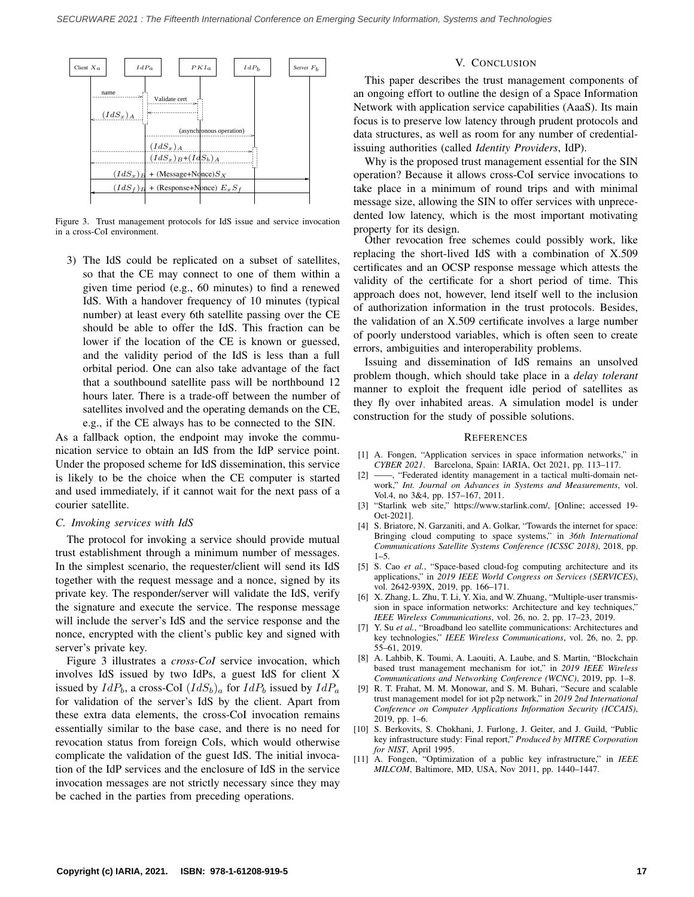Figure 3. Trust management protocols for IdS issue and service invocation in a cross-CoI environment.

3) The IdS could be replicated on a subset of satellites, so that the CE may connect to one of them within a given time period (e.g., 60 minutes) to find a renewed IdS. With a handover frequency of 10 minutes (typical number) at least every 6th satellite passing over the CE should be able to offer the IdS. This fraction can be lower if the location of the CE is known or guessed, and the validity period of the IdS is less than a full orbital period. One can also take advantage of the fact that a southbound satellite pass will be northbound 12 hours later. There is a trade-off between the number of satellites involved and the operating demands on the CE, e.g., if the CE always has to be connected to the SIN.

As a fallback option, the endpoint may invoke the communication service to obtain an IdS from the IdP service point. Under the proposed scheme for IdS dissemination, this service is likely to be the choice when the CE computer is started and used immediately, if it cannot wait for the next pass of a courier satellite.

### C. Invoking services with IdS

The protocol for invoking a service should provide mutual trust establishment through a minimum number of messages. In the simplest scenario, the requester/client will send its IdS together with the request message and a nonce, signed by its private key. The responder/server will validate the IdS, verify the signature and execute the service. The response message will include the server's IdS and the service response and the nonce, encrypted with the client's public key and signed with server's private key.

Figure 3 illustrates a *cross-CoI* service invocation, which involves IdS issued by two IdPs, a guest IdS for client X issued by $IdP_b$, a cross-CoI $(IdS_b)_a$ for $IdP_b$ issued by $IdP_a$ for validation of the server's IdS by the client. Apart from these extra data elements, the cross-CoI invocation remains essentially similar to the base case, and there is no need for revocation status from foreign CoIs, which would otherwise complicate the validation of the guest IdS. The initial invocation of the IdP services and the enclosure of IdS in the service invocation messages are not strictly necessary since they may be cached in the parties from preceding operations.

## V. Conclusion

This paper describes the trust management components of an ongoing effort to outline the design of a Space Information Network with application service capabilities (AaaS). Its main focus is to preserve low latency through prudent protocols and data structures, as well as room for any number of credential-issuing authorities (called *Identity Providers*, IdP).

Why is the proposed trust management essential for the SIN operation? Because it allows cross-CoI service invocations to take place in a minimum of round trips and with minimal message size, allowing the SIN to offer services with unprecedented low latency, which is the most important motivating property for its design.

Other revocation free schemes could possibly work, like replacing the short-lived IdS with a combination of X.509 certificates and an OCSP response message which attests the validity of the certificate for a short period of time. This approach does not, however, lend itself well to the inclusion of authorization information in the trust protocols. Besides, the validation of an X.509 certificate involves a large number of poorly understood variables, which is often seen to create errors, ambiguities and interoperability problems.

Issuing and dissemination of IdS remains an unsolved problem though, which should take place in a *delay tolerant* manner to exploit the frequent idle period of satellites as they fly over inhabited areas. A simulation model is under construction for the study of possible solutions.

## References

[1] A. Fongen, "Application services in space information networks," in *CYBER 2021*. Barcelona, Spain: IARIA, Oct 2021, pp. 113–117.

[2] ——, "Federated identity management in a tactical multi-domain network," *Int. Journal on Advances in Systems and Measurements*, vol. Vol.4, no 3&4, pp. 157–167, 2011.

[3] "Starlink web site," https://www.starlink.com/, [Online; accessed 19-Oct-2021].

[4] S. Briatore, N. Garzaniti, and A. Golkar, "Towards the internet for space: Bringing cloud computing to space systems," in *36th International Communications Satellite Systems Conference (ICSSC 2018)*, 2018, pp. 1–5.

[5] S. Cao *et al.*, "Space-based cloud-fog computing architecture and its applications," in *2019 IEEE World Congress on Services (SERVICES)*, vol. 2642-939X, 2019, pp. 166–171.

[6] X. Zhang, L. Zhu, T. Li, Y. Xia, and W. Zhuang, "Multiple-user transmission in space information networks: Architecture and key techniques," *IEEE Wireless Communications*, vol. 26, no. 2, pp. 17–23, 2019.

[7] Y. Su *et al.*, "Broadband leo satellite communications: Architectures and key technologies," *IEEE Wireless Communications*, vol. 26, no. 2, pp. 55–61, 2019.

[8] A. Lahbib, K. Toumi, A. Laouiti, A. Laube, and S. Martin, "Blockchain based trust management mechanism for iot," in *2019 IEEE Wireless Communications and Networking Conference (WCNC)*, 2019, pp. 1–8.

[9] R. T. Frahat, M. M. Monowar, and S. M. Buhari, "Secure and scalable trust management model for iot p2p network," in *2019 2nd International Conference on Computer Applications Information Security (ICCAIS)*, 2019, pp. 1–6.

[10] S. Berkovits, S. Chokhani, J. Furlong, J. Geiter, and J. Guild, "Public key infrastructure study: Final report," *Produced by MITRE Corporation for NIST*, April 1995.

[11] A. Fongen, "Optimization of a public key infrastructure," in *IEEE MILCOM*, Baltimore, MD, USA, Nov 2011, pp. 1440–1447.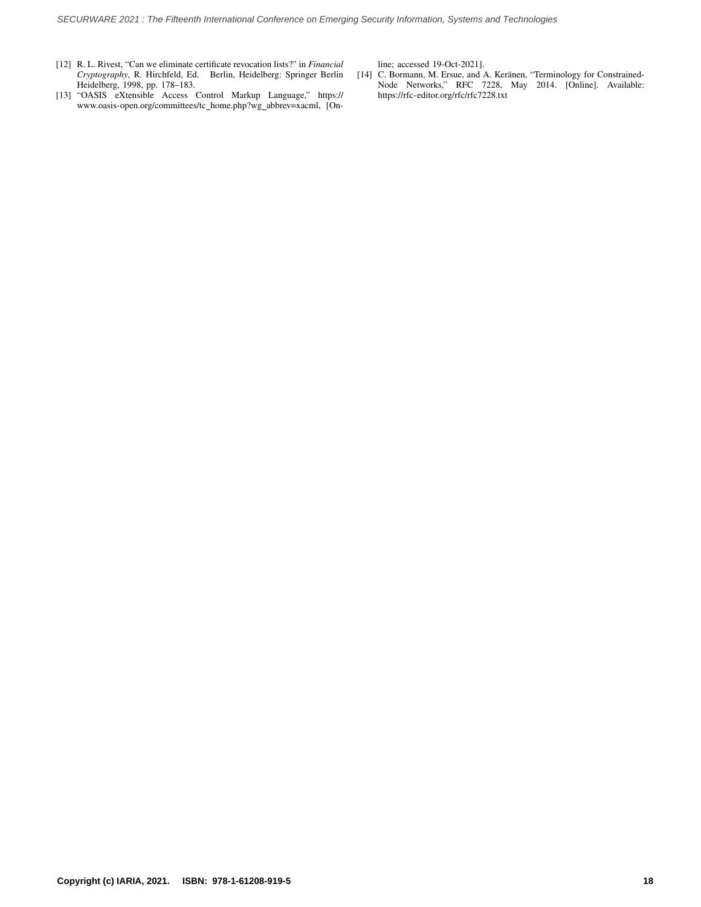[12] R. L. Rivest, "Can we eliminate certificate revocation lists?" in *Financial Cryptography*, R. Hirchfeld, Ed. Berlin, Heidelberg: Springer Berlin Heidelberg, 1998, pp. 178–183.

[13] "OASIS eXtensible Access Control Markup Language," https://www.oasis-open.org/committees/tc_home.php?wg_abbrev=xacml, [Online; accessed 19-Oct-2021].

[14] C. Bormann, M. Ersue, and A. Keränen, "Terminology for Constrained-Node Networks," RFC 7228, May 2014. [Online]. Available: https://rfc-editor.org/rfc/rfc7228.txt